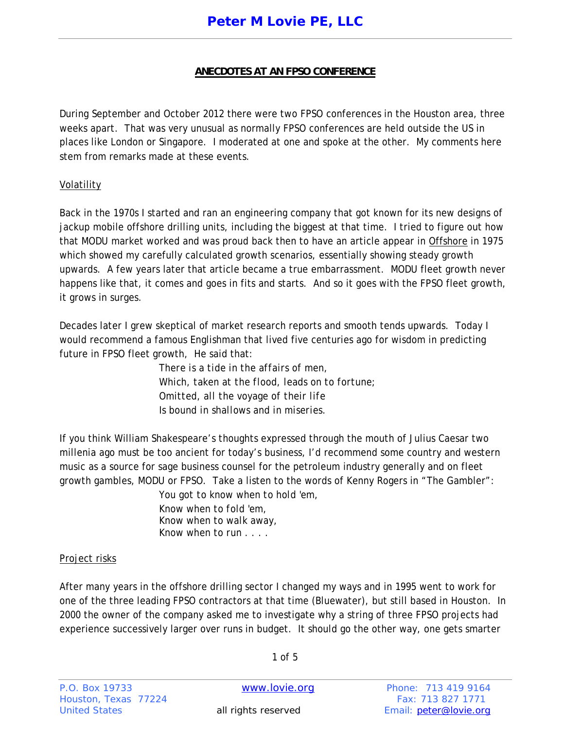# ANECDOTES AT AN FPSO CONFERENCE

During September and October 2012 there were two FPSO conferences in the Houston area, three weeks apart. That was very unusual as normally FPSO conferences are held outside the US in places like London or Singapore. I moderated at one and spoke at the other. My comments here stem from remarks made at these events.

## Volatility

Back in the 1970s I started and ran an engineering company that got known for its new designs of jackup mobile offshore drilling units, including the biggest at that time. I tried to figure out how that MODU market worked and was proud back then to have an article appear in Offshore in 1975 which showed my carefully calculated growth scenarios, essentially showing steady growth upwards. A few years later that article became a true embarrassment. MODU fleet growth never happens like that, it comes and goes in fits and starts. And so it goes with the FPSO fleet growth, it grows in surges.

Decades later I grew skeptical of market research reports and smooth tends upwards. Today I would recommend a famous Englishman that lived five centuries ago for wisdom in predicting future in FPSO fleet growth, He said that:

> *There is a tide in the affairs of men,*
> *Which, taken at the flood, leads on to fortune;*
> *Omitted, all the voyage of their life*
> *Is bound in shallows and in miseries.*

If you think William Shakespeare's thoughts expressed through the mouth of Julius Caesar two millenia ago must be too ancient for today's business, I'd recommend some country and western music as a source for sage business counsel for the petroleum industry generally and on fleet growth gambles, MODU or FPSO. Take a listen to the words of Kenny Rogers in "The Gambler":

> You got to know when to hold 'em,
> Know when to fold 'em,
> Know when to walk away,
> Know when to run . . . .

## Project risks

After many years in the offshore drilling sector I changed my ways and in 1995 went to work for one of the three leading FPSO contractors at that time (Bluewater), but still based in Houston. In 2000 the owner of the company asked me to investigate why a string of three FPSO projects had experience successively larger over runs in budget. It should go the other way, one gets smarter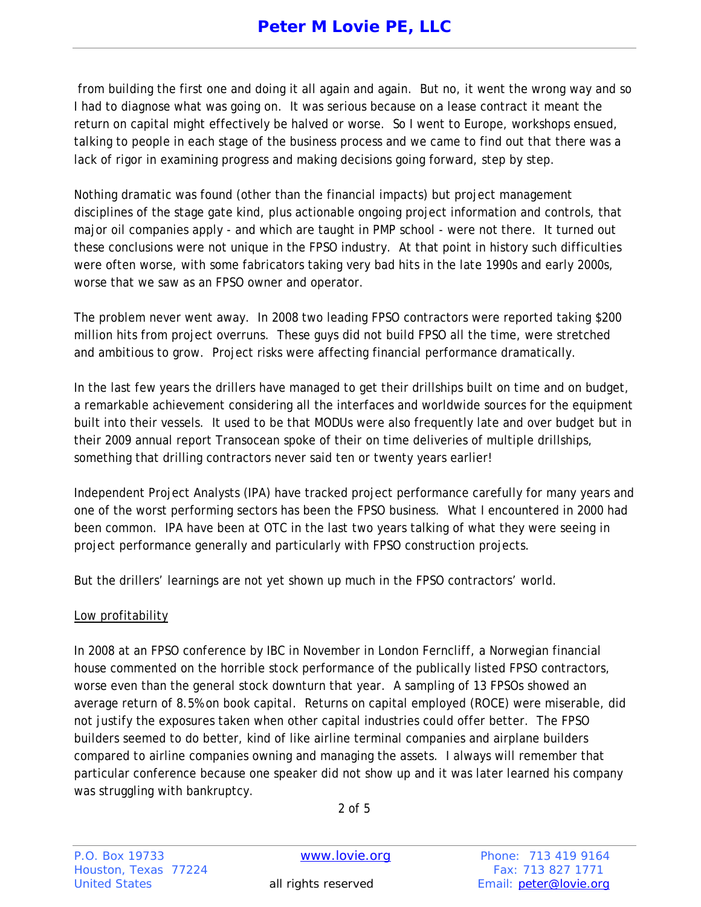from building the first one and doing it all again and again. But no, it went the wrong way and so I had to diagnose what was going on. It was serious because on a lease contract it meant the return on capital might effectively be halved or worse. So I went to Europe, workshops ensued, talking to people in each stage of the business process and we came to find out that there was a lack of rigor in examining progress and making decisions going forward, step by step.

Nothing dramatic was found (other than the financial impacts) but project management disciplines of the stage gate kind, plus actionable ongoing project information and controls, that major oil companies apply - and which are taught in PMP school - were not there. It turned out these conclusions were not unique in the FPSO industry. At that point in history such difficulties were often worse, with some fabricators taking very bad hits in the late 1990s and early 2000s, worse that we saw as an FPSO owner and operator.

The problem never went away. In 2008 two leading FPSO contractors were reported taking $200 million hits from project overruns. These guys did not build FPSO all the time, were stretched and ambitious to grow. Project risks were affecting financial performance dramatically.

In the last few years the drillers have managed to get their drillships built on time and on budget, a remarkable achievement considering all the interfaces and worldwide sources for the equipment built into their vessels. It used to be that MODUs were also frequently late and over budget but in their 2009 annual report Transocean spoke of their on time deliveries of multiple drillships, something that drilling contractors never said ten or twenty years earlier!

Independent Project Analysts (IPA) have tracked project performance carefully for many years and one of the worst performing sectors has been the FPSO business. What I encountered in 2000 had been common. IPA have been at OTC in the last two years talking of what they were seeing in project performance generally and particularly with FPSO construction projects.

But the drillers' learnings are not yet shown up much in the FPSO contractors' world.

<u>Low profitability</u>

In 2008 at an FPSO conference by IBC in November in London Ferncliff, a Norwegian financial house commented on the horrible stock performance of the publically listed FPSO contractors, worse even than the general stock downturn that year. A sampling of 13 FPSOs showed an average return of 8.5% on book capital. Returns on capital employed (ROCE) were miserable, did not justify the exposures taken when other capital industries could offer better. The FPSO builders seemed to do better, kind of like airline terminal companies and airplane builders compared to airline companies owning and managing the assets. I always will remember that particular conference because one speaker did not show up and it was later learned his company was struggling with bankruptcy.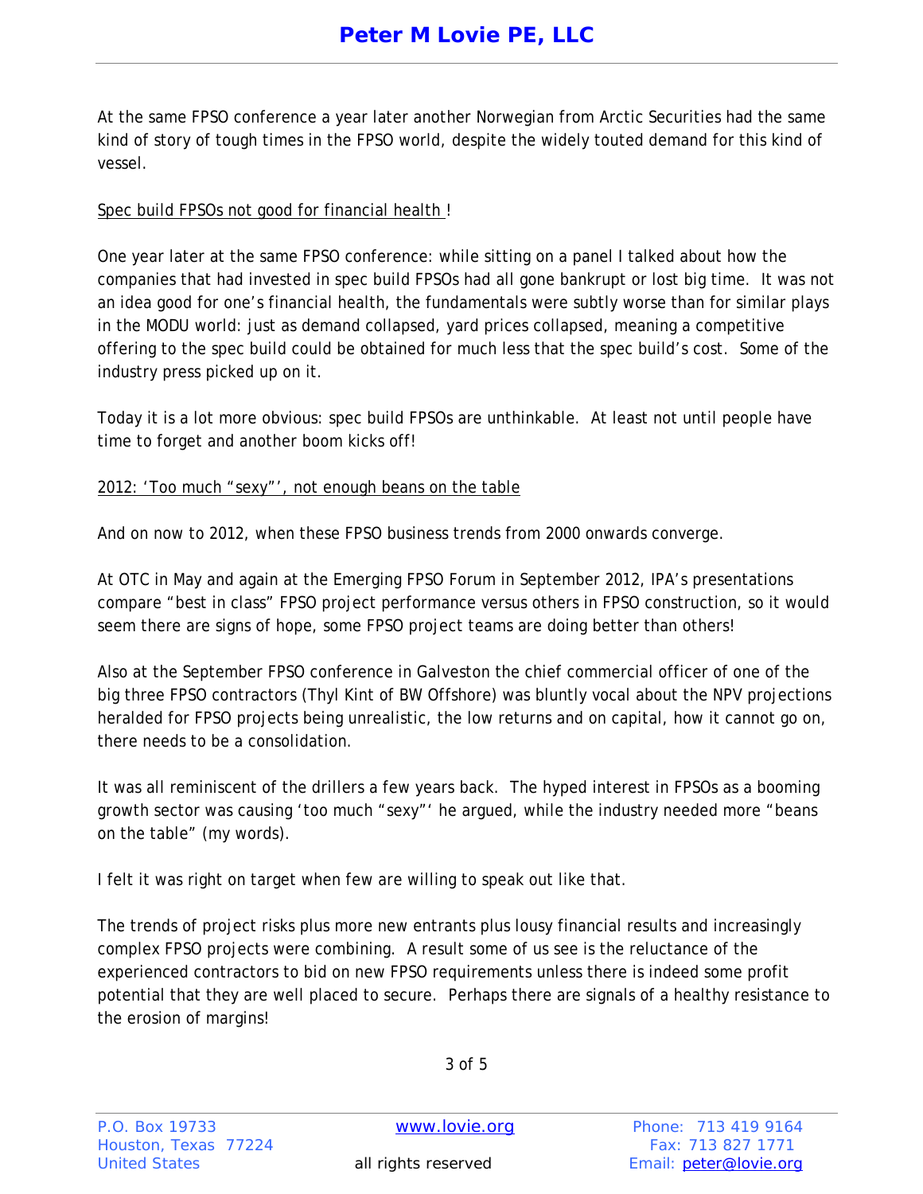At the same FPSO conference a year later another Norwegian from Arctic Securities had the same kind of story of tough times in the FPSO world, despite the widely touted demand for this kind of vessel.

Spec build FPSOs not good for financial health !

One year later at the same FPSO conference: while sitting on a panel I talked about how the companies that had invested in spec build FPSOs had all gone bankrupt or lost big time. It was not an idea good for one's financial health, the fundamentals were subtly worse than for similar plays in the MODU world: just as demand collapsed, yard prices collapsed, meaning a competitive offering to the spec build could be obtained for much less that the spec build's cost. Some of the industry press picked up on it.

Today it is a lot more obvious: spec build FPSOs are unthinkable. At least not until people have time to forget and another boom kicks off!

2012: 'Too much "sexy"', not enough beans on the table

And on now to 2012, when these FPSO business trends from 2000 onwards converge.

At OTC in May and again at the Emerging FPSO Forum in September 2012, IPA's presentations compare "best in class" FPSO project performance versus others in FPSO construction, so it would seem there are signs of hope, some FPSO project teams are doing better than others!

Also at the September FPSO conference in Galveston the chief commercial officer of one of the big three FPSO contractors (Thyl Kint of BW Offshore) was bluntly vocal about the NPV projections heralded for FPSO projects being unrealistic, the low returns and on capital, how it cannot go on, there needs to be a consolidation.

It was all reminiscent of the drillers a few years back. The hyped interest in FPSOs as a booming growth sector was causing 'too much "sexy"' he argued, while the industry needed more "beans on the table" (my words).

I felt it was right on target when few are willing to speak out like that.

The trends of project risks plus more new entrants plus lousy financial results and increasingly complex FPSO projects were combining. A result some of us see is the reluctance of the experienced contractors to bid on new FPSO requirements unless there is indeed some profit potential that they are well placed to secure. Perhaps there are signals of a healthy resistance to the erosion of margins!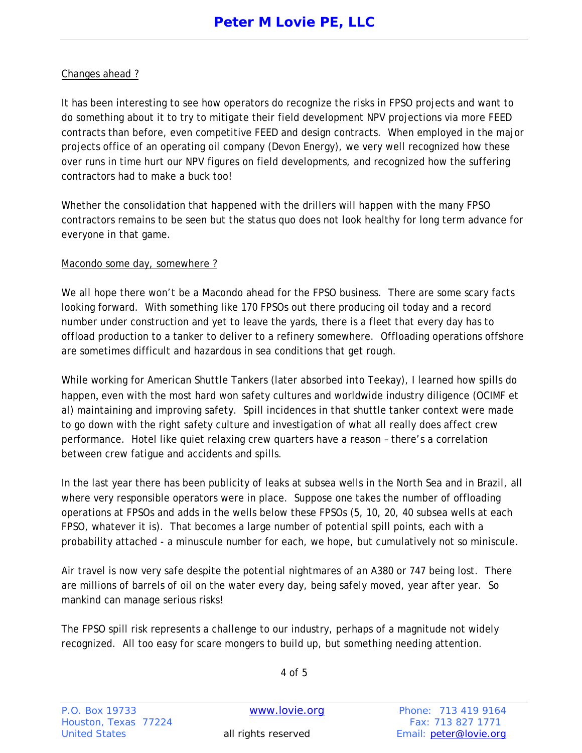Changes ahead ?

It has been interesting to see how operators do recognize the risks in FPSO projects and want to do something about it to try to mitigate their field development NPV projections via more FEED contracts than before, even competitive FEED and design contracts. When employed in the major projects office of an operating oil company (Devon Energy), we very well recognized how these over runs in time hurt our NPV figures on field developments, and recognized how the suffering contractors had to make a buck too!

Whether the consolidation that happened with the drillers will happen with the many FPSO contractors remains to be seen but the status quo does not look healthy for long term advance for everyone in that game.

Macondo some day, somewhere ?

We all hope there won't be a Macondo ahead for the FPSO business. There are some scary facts looking forward. With something like 170 FPSOs out there producing oil today and a record number under construction and yet to leave the yards, there is a fleet that every day has to offload production to a tanker to deliver to a refinery somewhere. Offloading operations offshore are sometimes difficult and hazardous in sea conditions that get rough.

While working for American Shuttle Tankers (later absorbed into Teekay), I learned how spills do happen, even with the most hard won safety cultures and worldwide industry diligence (OCIMF et al) maintaining and improving safety. Spill incidences in that shuttle tanker context were made to go down with the right safety culture and investigation of what all really does affect crew performance. Hotel like quiet relaxing crew quarters have a reason – there's a correlation between crew fatigue and accidents and spills.

In the last year there has been publicity of leaks at subsea wells in the North Sea and in Brazil, all where very responsible operators were in place. Suppose one takes the number of offloading operations at FPSOs and adds in the wells below these FPSOs (5, 10, 20, 40 subsea wells at each FPSO, whatever it is). That becomes a large number of potential spill points, each with a probability attached - a minuscule number for each, we hope, but cumulatively not so miniscule.

Air travel is now very safe despite the potential nightmares of an A380 or 747 being lost. There are millions of barrels of oil on the water every day, being safely moved, year after year. So mankind can manage serious risks!

The FPSO spill risk represents a challenge to our industry, perhaps of a magnitude not widely recognized. All too easy for scare mongers to build up, but something needing attention.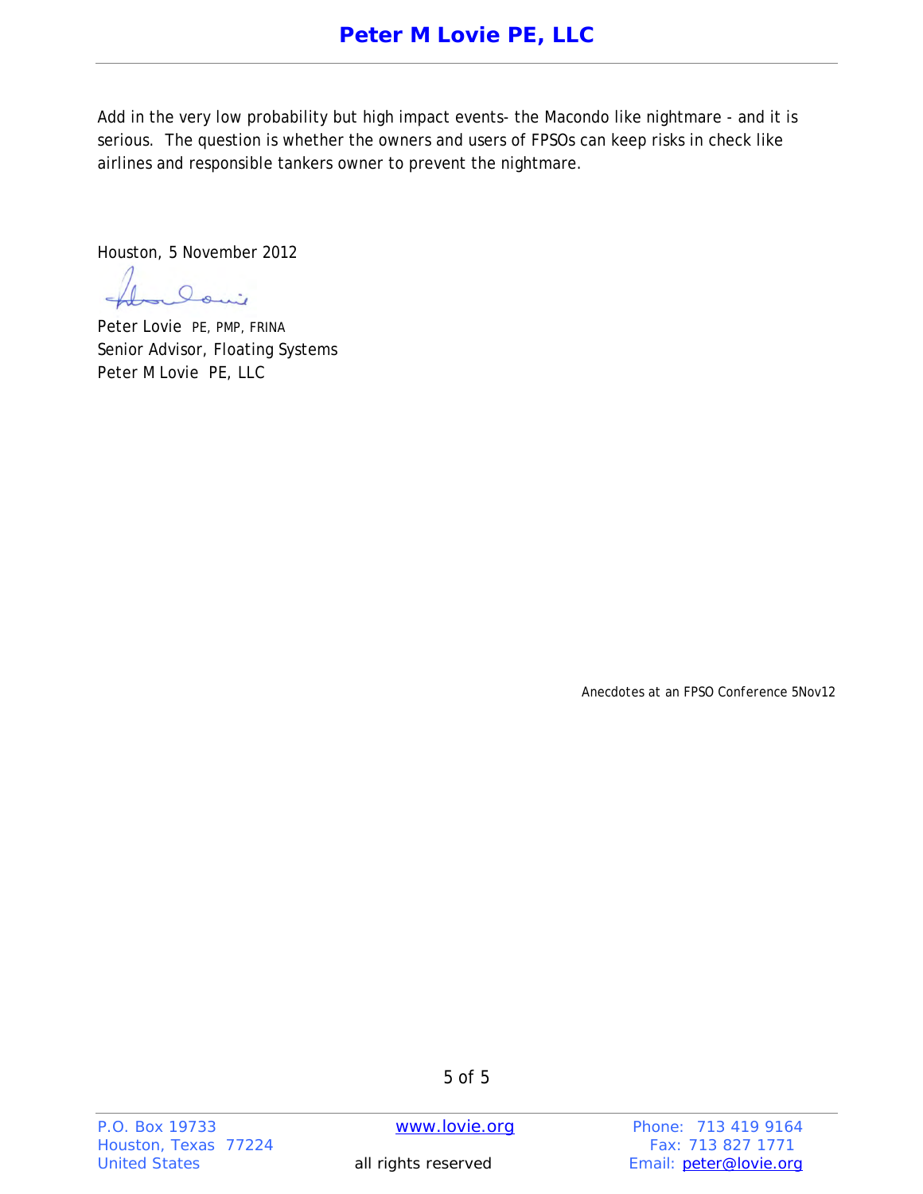Add in the very low probability but high impact events- the Macondo like nightmare - and it is serious. The question is whether the owners and users of FPSOs can keep risks in check like airlines and responsible tankers owner to prevent the nightmare.

Houston, 5 November 2012

Peter Lovie PE, PMP, FRINA
Senior Advisor, Floating Systems
Peter M Lovie PE, LLC